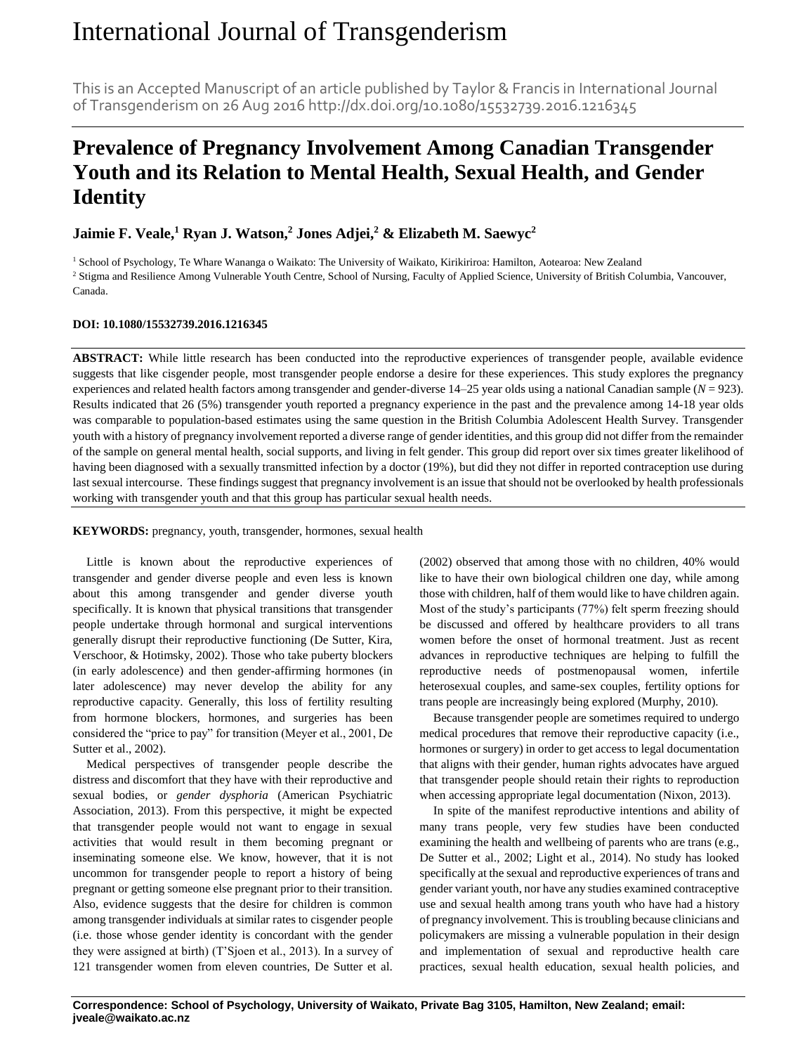# International Journal of Transgenderism

This is an Accepted Manuscript of an article published by Taylor & Francis in International Journal of Transgenderism on 26 Aug 2016 http://dx.doi.org/10.1080/15532739.2016.1216345

## Prevalence of Pregnancy Involvement Among Canadian Transgender Youth and its Relation to Mental Health, Sexual Health, and Gender Identity

**Jaimie F. Veale,[1] Ryan J. Watson,[2] Jones Adjei,[2] & Elizabeth M. Saewyc[2]**

[1] School of Psychology, Te Whare Wananga o Waikato: The University of Waikato, Kirikiriroa: Hamilton, Aotearoa: New Zealand

[2] Stigma and Resilience Among Vulnerable Youth Centre, School of Nursing, Faculty of Applied Science, University of British Columbia, Vancouver, Canada.

**DOI: 10.1080/15532739.2016.1216345**

**ABSTRACT:** While little research has been conducted into the reproductive experiences of transgender people, available evidence suggests that like cisgender people, most transgender people endorse a desire for these experiences. This study explores the pregnancy experiences and related health factors among transgender and gender-diverse 14–25 year olds using a national Canadian sample ($N$ = 923). Results indicated that 26 (5%) transgender youth reported a pregnancy experience in the past and the prevalence among 14-18 year olds was comparable to population-based estimates using the same question in the British Columbia Adolescent Health Survey. Transgender youth with a history of pregnancy involvement reported a diverse range of gender identities, and this group did not differ from the remainder of the sample on general mental health, social supports, and living in felt gender. This group did report over six times greater likelihood of having been diagnosed with a sexually transmitted infection by a doctor (19%), but did they not differ in reported contraception use during last sexual intercourse. These findings suggest that pregnancy involvement is an issue that should not be overlooked by health professionals working with transgender youth and that this group has particular sexual health needs.

**KEYWORDS:** pregnancy, youth, transgender, hormones, sexual health

Little is known about the reproductive experiences of transgender and gender diverse people and even less is known about this among transgender and gender diverse youth specifically. It is known that physical transitions that transgender people undertake through hormonal and surgical interventions generally disrupt their reproductive functioning (De Sutter, Kira, Verschoor, & Hotimsky, 2002). Those who take puberty blockers (in early adolescence) and then gender-affirming hormones (in later adolescence) may never develop the ability for any reproductive capacity. Generally, this loss of fertility resulting from hormone blockers, hormones, and surgeries has been considered the "price to pay" for transition (Meyer et al., 2001, De Sutter et al., 2002).

Medical perspectives of transgender people describe the distress and discomfort that they have with their reproductive and sexual bodies, or *gender dysphoria* (American Psychiatric Association, 2013). From this perspective, it might be expected that transgender people would not want to engage in sexual activities that would result in them becoming pregnant or inseminating someone else. We know, however, that it is not uncommon for transgender people to report a history of being pregnant or getting someone else pregnant prior to their transition. Also, evidence suggests that the desire for children is common among transgender individuals at similar rates to cisgender people (i.e. those whose gender identity is concordant with the gender they were assigned at birth) (T'Sjoen et al., 2013). In a survey of 121 transgender women from eleven countries, De Sutter et al. (2002) observed that among those with no children, 40% would like to have their own biological children one day, while among those with children, half of them would like to have children again. Most of the study's participants (77%) felt sperm freezing should be discussed and offered by healthcare providers to all trans women before the onset of hormonal treatment. Just as recent advances in reproductive techniques are helping to fulfill the reproductive needs of postmenopausal women, infertile heterosexual couples, and same-sex couples, fertility options for trans people are increasingly being explored (Murphy, 2010).

Because transgender people are sometimes required to undergo medical procedures that remove their reproductive capacity (i.e., hormones or surgery) in order to get access to legal documentation that aligns with their gender, human rights advocates have argued that transgender people should retain their rights to reproduction when accessing appropriate legal documentation (Nixon, 2013).

In spite of the manifest reproductive intentions and ability of many trans people, very few studies have been conducted examining the health and wellbeing of parents who are trans (e.g., De Sutter et al., 2002; Light et al., 2014). No study has looked specifically at the sexual and reproductive experiences of trans and gender variant youth, nor have any studies examined contraceptive use and sexual health among trans youth who have had a history of pregnancy involvement. This is troubling because clinicians and policymakers are missing a vulnerable population in their design and implementation of sexual and reproductive health care practices, sexual health education, sexual health policies, and

**Correspondence: School of Psychology, University of Waikato, Private Bag 3105, Hamilton, New Zealand; email: jveale@waikato.ac.nz**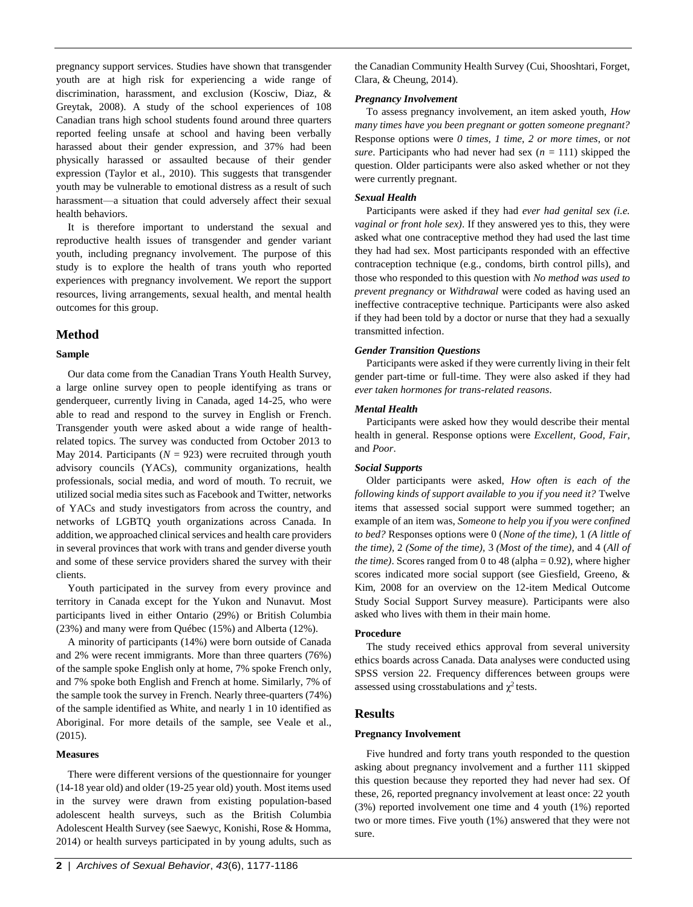pregnancy support services. Studies have shown that transgender youth are at high risk for experiencing a wide range of discrimination, harassment, and exclusion (Kosciw, Diaz, & Greytak, 2008). A study of the school experiences of 108 Canadian trans high school students found around three quarters reported feeling unsafe at school and having been verbally harassed about their gender expression, and 37% had been physically harassed or assaulted because of their gender expression (Taylor et al., 2010). This suggests that transgender youth may be vulnerable to emotional distress as a result of such harassment—a situation that could adversely affect their sexual health behaviors.

It is therefore important to understand the sexual and reproductive health issues of transgender and gender variant youth, including pregnancy involvement. The purpose of this study is to explore the health of trans youth who reported experiences with pregnancy involvement. We report the support resources, living arrangements, sexual health, and mental health outcomes for this group.

## Method

### Sample

Our data come from the Canadian Trans Youth Health Survey, a large online survey open to people identifying as trans or genderqueer, currently living in Canada, aged 14-25, who were able to read and respond to the survey in English or French. Transgender youth were asked about a wide range of health-related topics. The survey was conducted from October 2013 to May 2014. Participants ($N$ = 923) were recruited through youth advisory councils (YACs), community organizations, health professionals, social media, and word of mouth. To recruit, we utilized social media sites such as Facebook and Twitter, networks of YACs and study investigators from across the country, and networks of LGBTQ youth organizations across Canada. In addition, we approached clinical services and health care providers in several provinces that work with trans and gender diverse youth and some of these service providers shared the survey with their clients.

Youth participated in the survey from every province and territory in Canada except for the Yukon and Nunavut. Most participants lived in either Ontario (29%) or British Columbia (23%) and many were from Québec (15%) and Alberta (12%).

A minority of participants (14%) were born outside of Canada and 2% were recent immigrants. More than three quarters (76%) of the sample spoke English only at home, 7% spoke French only, and 7% spoke both English and French at home. Similarly, 7% of the sample took the survey in French. Nearly three-quarters (74%) of the sample identified as White, and nearly 1 in 10 identified as Aboriginal. For more details of the sample, see Veale et al., (2015).

### Measures

There were different versions of the questionnaire for younger (14-18 year old) and older (19-25 year old) youth. Most items used in the survey were drawn from existing population-based adolescent health surveys, such as the British Columbia Adolescent Health Survey (see Saewyc, Konishi, Rose & Homma, 2014) or health surveys participated in by young adults, such as the Canadian Community Health Survey (Cui, Shooshtari, Forget, Clara, & Cheung, 2014).

#### *Pregnancy Involvement*

To assess pregnancy involvement, an item asked youth, *How many times have you been pregnant or gotten someone pregnant?* Response options were *0 times*, *1 time*, *2 or more times*, or *not sure*. Participants who had never had sex ($n$ = 111) skipped the question. Older participants were also asked whether or not they were currently pregnant.

#### *Sexual Health*

Participants were asked if they had *ever had genital sex (i.e. vaginal or front hole sex)*. If they answered yes to this, they were asked what one contraceptive method they had used the last time they had had sex. Most participants responded with an effective contraception technique (e.g., condoms, birth control pills), and those who responded to this question with *No method was used to prevent pregnancy* or *Withdrawal* were coded as having used an ineffective contraceptive technique. Participants were also asked if they had been told by a doctor or nurse that they had a sexually transmitted infection.

#### *Gender Transition Questions*

Participants were asked if they were currently living in their felt gender part-time or full-time. They were also asked if they had *ever taken hormones for trans-related reasons*.

#### *Mental Health*

Participants were asked how they would describe their mental health in general. Response options were *Excellent*, *Good*, *Fair*, and *Poor*.

#### *Social Supports*

Older participants were asked, *How often is each of the following kinds of support available to you if you need it?* Twelve items that assessed social support were summed together; an example of an item was, *Someone to help you if you were confined to bed?* Responses options were 0 (*None of the time)*, 1 *(A little of the time)*, 2 *(Some of the time)*, 3 *(Most of the time)*, and 4 (*All of the time)*. Scores ranged from 0 to 48 (alpha = 0.92), where higher scores indicated more social support (see Giesfield, Greeno, & Kim, 2008 for an overview on the 12-item Medical Outcome Study Social Support Survey measure). Participants were also asked who lives with them in their main home.

### Procedure

The study received ethics approval from several university ethics boards across Canada. Data analyses were conducted using SPSS version 22. Frequency differences between groups were assessed using crosstabulations and $\chi^2$ tests.

## Results

### Pregnancy Involvement

Five hundred and forty trans youth responded to the question asking about pregnancy involvement and a further 111 skipped this question because they reported they had never had sex. Of these, 26, reported pregnancy involvement at least once: 22 youth (3%) reported involvement one time and 4 youth (1%) reported two or more times. Five youth (1%) answered that they were not sure.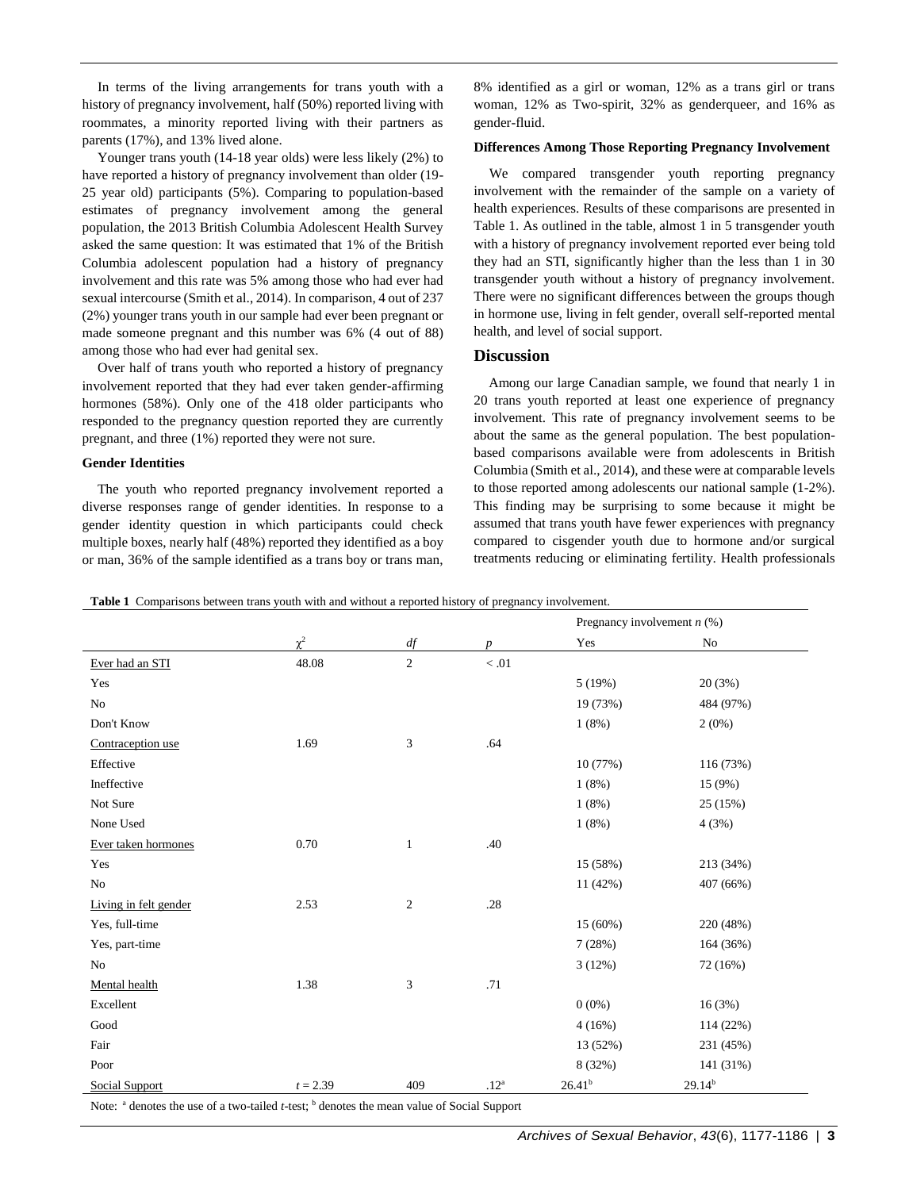In terms of the living arrangements for trans youth with a history of pregnancy involvement, half (50%) reported living with roommates, a minority reported living with their partners as parents (17%), and 13% lived alone.

Younger trans youth (14-18 year olds) were less likely (2%) to have reported a history of pregnancy involvement than older (19-25 year old) participants (5%). Comparing to population-based estimates of pregnancy involvement among the general population, the 2013 British Columbia Adolescent Health Survey asked the same question: It was estimated that 1% of the British Columbia adolescent population had a history of pregnancy involvement and this rate was 5% among those who had ever had sexual intercourse (Smith et al., 2014). In comparison, 4 out of 237 (2%) younger trans youth in our sample had ever been pregnant or made someone pregnant and this number was 6% (4 out of 88) among those who had ever had genital sex.

Over half of trans youth who reported a history of pregnancy involvement reported that they had ever taken gender-affirming hormones (58%). Only one of the 418 older participants who responded to the pregnancy question reported they are currently pregnant, and three (1%) reported they were not sure.

### Gender Identities

The youth who reported pregnancy involvement reported a diverse responses range of gender identities. In response to a gender identity question in which participants could check multiple boxes, nearly half (48%) reported they identified as a boy or man, 36% of the sample identified as a trans boy or trans man, 8% identified as a girl or woman, 12% as a trans girl or trans woman, 12% as Two-spirit, 32% as genderqueer, and 16% as gender-fluid.

### Differences Among Those Reporting Pregnancy Involvement

We compared transgender youth reporting pregnancy involvement with the remainder of the sample on a variety of health experiences. Results of these comparisons are presented in Table 1. As outlined in the table, almost 1 in 5 transgender youth with a history of pregnancy involvement reported ever being told they had an STI, significantly higher than the less than 1 in 30 transgender youth without a history of pregnancy involvement. There were no significant differences between the groups though in hormone use, living in felt gender, overall self-reported mental health, and level of social support.

## Discussion

Among our large Canadian sample, we found that nearly 1 in 20 trans youth reported at least one experience of pregnancy involvement. This rate of pregnancy involvement seems to be about the same as the general population. The best population-based comparisons available were from adolescents in British Columbia (Smith et al., 2014), and these were at comparable levels to those reported among adolescents our national sample (1-2%). This finding may be surprising to some because it might be assumed that trans youth have fewer experiences with pregnancy compared to cisgender youth due to hormone and/or surgical treatments reducing or eliminating fertility. Health professionals

**Table 1** Comparisons between trans youth with and without a reported history of pregnancy involvement.

| | | | | Pregnancy involvement *n* (%) | |
|---|---|---|---|---|---|
| | $\chi^2$ | *df* | *p* | Yes | No |
| Ever had an STI | 48.08 | 2 | < .01 | | |
| Yes | | | | 5 (19%) | 20 (3%) |
| No | | | | 19 (73%) | 484 (97%) |
| Don't Know | | | | 1 (8%) | 2 (0%) |
| Contraception use | 1.69 | 3 | .64 | | |
| Effective | | | | 10 (77%) | 116 (73%) |
| Ineffective | | | | 1 (8%) | 15 (9%) |
| Not Sure | | | | 1 (8%) | 25 (15%) |
| None Used | | | | 1 (8%) | 4 (3%) |
| Ever taken hormones | 0.70 | 1 | .40 | | |
| Yes | | | | 15 (58%) | 213 (34%) |
| No | | | | 11 (42%) | 407 (66%) |
| Living in felt gender | 2.53 | 2 | .28 | | |
| Yes, full-time | | | | 15 (60%) | 220 (48%) |
| Yes, part-time | | | | 7 (28%) | 164 (36%) |
| No | | | | 3 (12%) | 72 (16%) |
| Mental health | 1.38 | 3 | .71 | | |
| Excellent | | | | 0 (0%) | 16 (3%) |
| Good | | | | 4 (16%) | 114 (22%) |
| Fair | | | | 13 (52%) | 231 (45%) |
| Poor | | | | 8 (32%) | 141 (31%) |
| Social Support | $t = 2.39$ | 409 | .12[a] | 26.41[b] | 29.14[b] |

Note: [a] denotes the use of a two-tailed *t*-test; [b] denotes the mean value of Social Support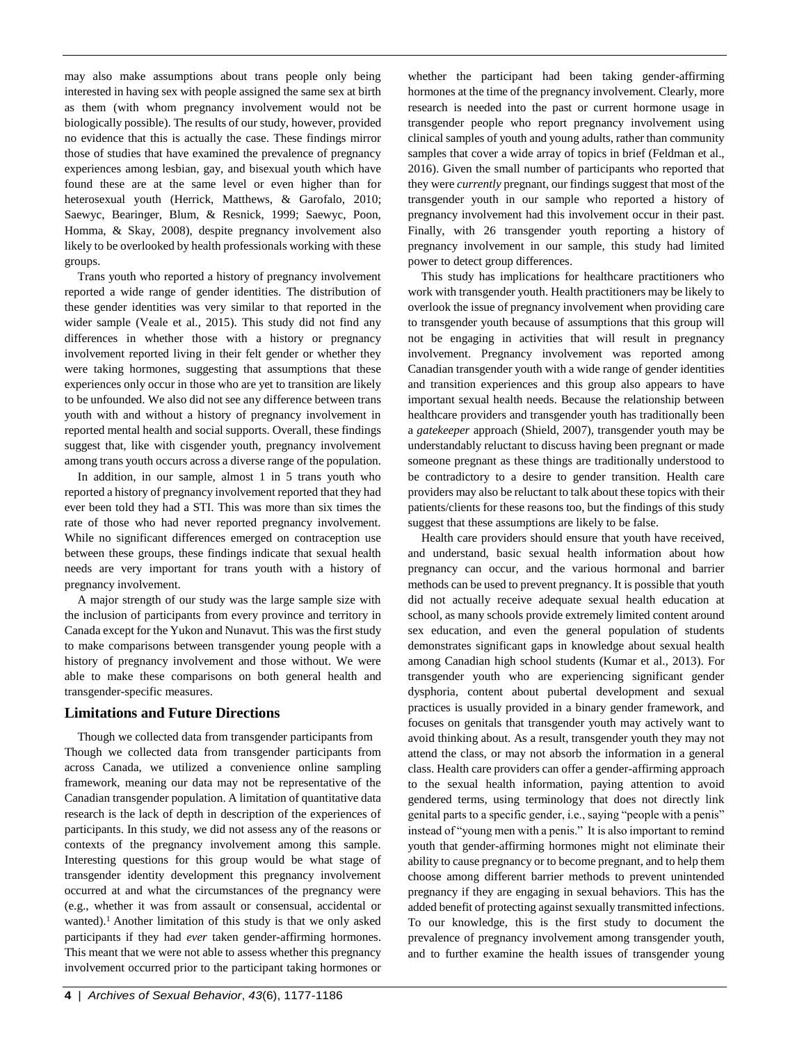may also make assumptions about trans people only being interested in having sex with people assigned the same sex at birth as them (with whom pregnancy involvement would not be biologically possible). The results of our study, however, provided no evidence that this is actually the case. These findings mirror those of studies that have examined the prevalence of pregnancy experiences among lesbian, gay, and bisexual youth which have found these are at the same level or even higher than for heterosexual youth (Herrick, Matthews, & Garofalo, 2010; Saewyc, Bearinger, Blum, & Resnick, 1999; Saewyc, Poon, Homma, & Skay, 2008), despite pregnancy involvement also likely to be overlooked by health professionals working with these groups.

Trans youth who reported a history of pregnancy involvement reported a wide range of gender identities. The distribution of these gender identities was very similar to that reported in the wider sample (Veale et al., 2015). This study did not find any differences in whether those with a history or pregnancy involvement reported living in their felt gender or whether they were taking hormones, suggesting that assumptions that these experiences only occur in those who are yet to transition are likely to be unfounded. We also did not see any difference between trans youth with and without a history of pregnancy involvement in reported mental health and social supports. Overall, these findings suggest that, like with cisgender youth, pregnancy involvement among trans youth occurs across a diverse range of the population.

In addition, in our sample, almost 1 in 5 trans youth who reported a history of pregnancy involvement reported that they had ever been told they had a STI. This was more than six times the rate of those who had never reported pregnancy involvement. While no significant differences emerged on contraception use between these groups, these findings indicate that sexual health needs are very important for trans youth with a history of pregnancy involvement.

A major strength of our study was the large sample size with the inclusion of participants from every province and territory in Canada except for the Yukon and Nunavut. This was the first study to make comparisons between transgender young people with a history of pregnancy involvement and those without. We were able to make these comparisons on both general health and transgender-specific measures.

## Limitations and Future Directions

Though we collected data from transgender participants from

Though we collected data from transgender participants from across Canada, we utilized a convenience online sampling framework, meaning our data may not be representative of the Canadian transgender population. A limitation of quantitative data research is the lack of depth in description of the experiences of participants. In this study, we did not assess any of the reasons or contexts of the pregnancy involvement among this sample. Interesting questions for this group would be what stage of transgender identity development this pregnancy involvement occurred at and what the circumstances of the pregnancy were (e.g., whether it was from assault or consensual, accidental or wanted).[1] Another limitation of this study is that we only asked participants if they had *ever* taken gender-affirming hormones. This meant that we were not able to assess whether this pregnancy involvement occurred prior to the participant taking hormones or whether the participant had been taking gender-affirming hormones at the time of the pregnancy involvement. Clearly, more research is needed into the past or current hormone usage in transgender people who report pregnancy involvement using clinical samples of youth and young adults, rather than community samples that cover a wide array of topics in brief (Feldman et al., 2016). Given the small number of participants who reported that they were *currently* pregnant, our findings suggest that most of the transgender youth in our sample who reported a history of pregnancy involvement had this involvement occur in their past. Finally, with 26 transgender youth reporting a history of pregnancy involvement in our sample, this study had limited power to detect group differences.

This study has implications for healthcare practitioners who work with transgender youth. Health practitioners may be likely to overlook the issue of pregnancy involvement when providing care to transgender youth because of assumptions that this group will not be engaging in activities that will result in pregnancy involvement. Pregnancy involvement was reported among Canadian transgender youth with a wide range of gender identities and transition experiences and this group also appears to have important sexual health needs. Because the relationship between healthcare providers and transgender youth has traditionally been a *gatekeeper* approach (Shield, 2007), transgender youth may be understandably reluctant to discuss having been pregnant or made someone pregnant as these things are traditionally understood to be contradictory to a desire to gender transition. Health care providers may also be reluctant to talk about these topics with their patients/clients for these reasons too, but the findings of this study suggest that these assumptions are likely to be false.

Health care providers should ensure that youth have received, and understand, basic sexual health information about how pregnancy can occur, and the various hormonal and barrier methods can be used to prevent pregnancy. It is possible that youth did not actually receive adequate sexual health education at school, as many schools provide extremely limited content around sex education, and even the general population of students demonstrates significant gaps in knowledge about sexual health among Canadian high school students (Kumar et al., 2013). For transgender youth who are experiencing significant gender dysphoria, content about pubertal development and sexual practices is usually provided in a binary gender framework, and focuses on genitals that transgender youth may actively want to avoid thinking about. As a result, transgender youth they may not attend the class, or may not absorb the information in a general class. Health care providers can offer a gender-affirming approach to the sexual health information, paying attention to avoid gendered terms, using terminology that does not directly link genital parts to a specific gender, i.e., saying "people with a penis" instead of "young men with a penis." It is also important to remind youth that gender-affirming hormones might not eliminate their ability to cause pregnancy or to become pregnant, and to help them choose among different barrier methods to prevent unintended pregnancy if they are engaging in sexual behaviors. This has the added benefit of protecting against sexually transmitted infections. To our knowledge, this is the first study to document the prevalence of pregnancy involvement among transgender youth, and to further examine the health issues of transgender young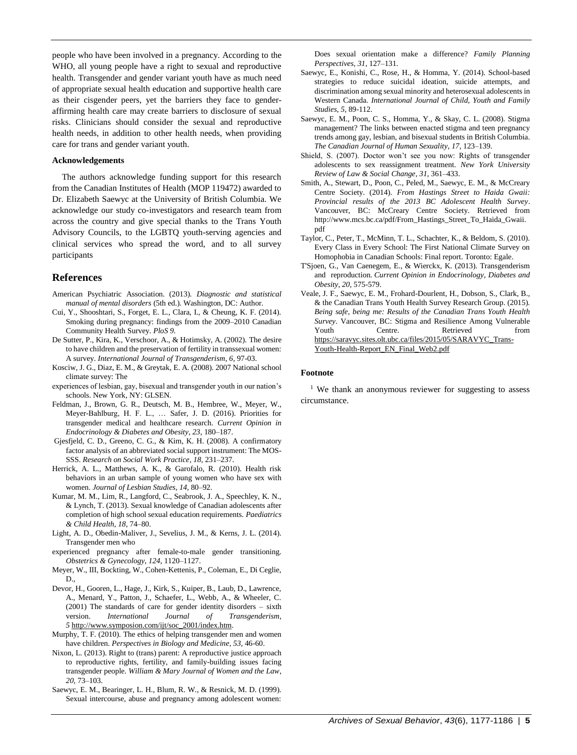people who have been involved in a pregnancy. According to the WHO, all young people have a right to sexual and reproductive health. Transgender and gender variant youth have as much need of appropriate sexual health education and supportive health care as their cisgender peers, yet the barriers they face to gender-affirming health care may create barriers to disclosure of sexual risks. Clinicians should consider the sexual and reproductive health needs, in addition to other health needs, when providing care for trans and gender variant youth.

**Acknowledgements**

The authors acknowledge funding support for this research from the Canadian Institutes of Health (MOP 119472) awarded to Dr. Elizabeth Saewyc at the University of British Columbia. We acknowledge our study co-investigators and research team from across the country and give special thanks to the Trans Youth Advisory Councils, to the LGBTQ youth-serving agencies and clinical services who spread the word, and to all survey participants

## References

American Psychiatric Association. (2013). *Diagnostic and statistical manual of mental disorders* (5th ed.). Washington, DC: Author.

Cui, Y., Shooshtari, S., Forget, E. L., Clara, I., & Cheung, K. F. (2014). Smoking during pregnancy: findings from the 2009–2010 Canadian Community Health Survey. *PloS 9*.

De Sutter, P., Kira, K., Verschoor, A., & Hotimsky, A. (2002). The desire to have children and the preservation of fertility in transsexual women: A survey. *International Journal of Transgenderism*, *6*, 97-03.

Kosciw, J. G., Diaz, E. M., & Greytak, E. A. (2008). 2007 National school climate survey: The

experiences of lesbian, gay, bisexual and transgender youth in our nation's schools. New York, NY: GLSEN.

Feldman, J., Brown, G. R., Deutsch, M. B., Hembree, W., Meyer, W., Meyer-Bahlburg, H. F. L., … Safer, J. D. (2016). Priorities for transgender medical and healthcare research. *Current Opinion in Endocrinology & Diabetes and Obesity*, *23*, 180–187.

Gjesfjeld, C. D., Greeno, C. G., & Kim, K. H. (2008). A confirmatory factor analysis of an abbreviated social support instrument: The MOS-SSS. *Research on Social Work Practice*, *18*, 231–237.

Herrick, A. L., Matthews, A. K., & Garofalo, R. (2010). Health risk behaviors in an urban sample of young women who have sex with women. *Journal of Lesbian Studies*, *14*, 80–92.

Kumar, M. M., Lim, R., Langford, C., Seabrook, J. A., Speechley, K. N., & Lynch, T. (2013). Sexual knowledge of Canadian adolescents after completion of high school sexual education requirements. *Paediatrics & Child Health*, *18*, 74–80.

Light, A. D., Obedin-Maliver, J., Sevelius, J. M., & Kerns, J. L. (2014). Transgender men who

experienced pregnancy after female-to-male gender transitioning. *Obstetrics & Gynecology*, *124*, 1120–1127.

Meyer, W., III, Bockting, W., Cohen-Kettenis, P., Coleman, E., Di Ceglie, D.,

Devor, H., Gooren, L., Hage, J., Kirk, S., Kuiper, B., Laub, D., Lawrence, A., Menard, Y., Patton, J., Schaefer, L., Webb, A., & Wheeler, C. (2001) The standards of care for gender identity disorders – sixth version. *International Journal of Transgenderism*, *5* http://www.symposion.com/ijt/soc_2001/index.htm.

Murphy, T. F. (2010). The ethics of helping transgender men and women have children. *Perspectives in Biology and Medicine*, *53*, 46-60.

Nixon, L. (2013). Right to (trans) parent: A reproductive justice approach to reproductive rights, fertility, and family-building issues facing transgender people. *William & Mary Journal of Women and the Law*, *20*, 73–103.

Saewyc, E. M., Bearinger, L. H., Blum, R. W., & Resnick, M. D. (1999). Sexual intercourse, abuse and pregnancy among adolescent women: Does sexual orientation make a difference? *Family Planning Perspectives*, *31*, 127–131.

Saewyc, E., Konishi, C., Rose, H., & Homma, Y. (2014). School-based strategies to reduce suicidal ideation, suicide attempts, and discrimination among sexual minority and heterosexual adolescents in Western Canada. *International Journal of Child, Youth and Family Studies*, *5*, 89-112.

Saewyc, E. M., Poon, C. S., Homma, Y., & Skay, C. L. (2008). Stigma management? The links between enacted stigma and teen pregnancy trends among gay, lesbian, and bisexual students in British Columbia. *The Canadian Journal of Human Sexuality*, *17*, 123–139.

Shield, S. (2007). Doctor won't see you now: Rights of transgender adolescents to sex reassignment treatment. *New York University Review of Law & Social Change*, *31*, 361–433.

Smith, A., Stewart, D., Poon, C., Peled, M., Saewyc, E. M., & McCreary Centre Society. (2014). *From Hastings Street to Haida Gwaii: Provincial results of the 2013 BC Adolescent Health Survey*. Vancouver, BC: McCreary Centre Society. Retrieved from http://www.mcs.bc.ca/pdf/From_Hastings_Street_To_Haida_Gwaii.pdf

Taylor, C., Peter, T., McMinn, T. L., Schachter, K., & Beldom, S. (2010). Every Class in Every School: The First National Climate Survey on Homophobia in Canadian Schools: Final report. Toronto: Egale.

T'Sjoen, G., Van Caenegem, E., & Wierckx, K. (2013). Transgenderism and reproduction. *Current Opinion in Endocrinology, Diabetes and Obesity*, *20*, 575-579.

Veale, J. F., Saewyc, E. M., Frohard-Dourlent, H., Dobson, S., Clark, B., & the Canadian Trans Youth Health Survey Research Group. (2015). *Being safe, being me: Results of the Canadian Trans Youth Health Survey*. Vancouver, BC: Stigma and Resilience Among Vulnerable Youth Centre. Retrieved from https://saravyc.sites.olt.ubc.ca/files/2015/05/SARAVYC_Trans-Youth-Health-Report_EN_Final_Web2.pdf

**Footnote**

[1] We thank an anonymous reviewer for suggesting to assess circumstance.